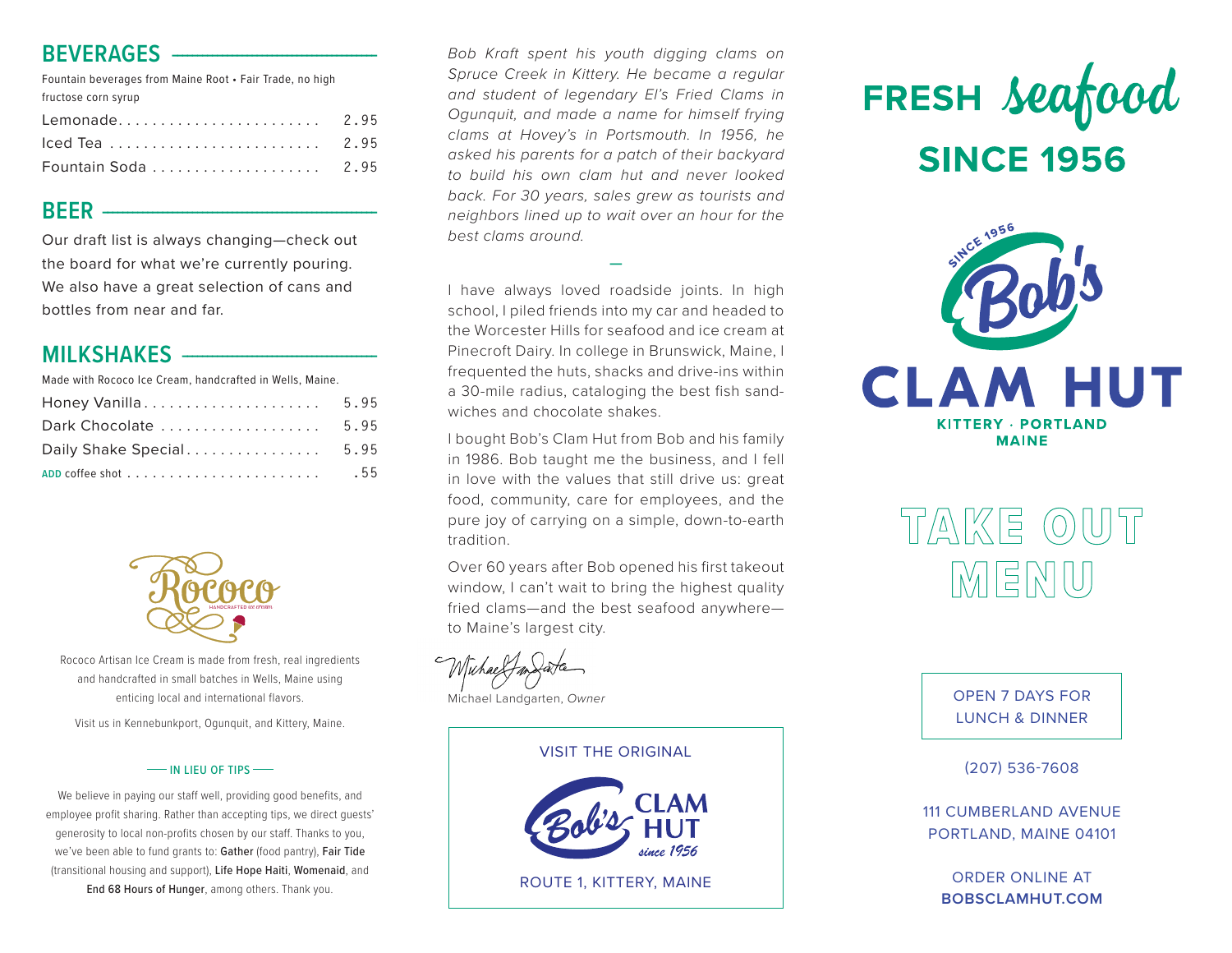## BEVERAGES

Fountain beverages from Maine Root • Fair Trade, no high fructose corn syrup

| Item | Price |
|---|---|
| Lemonade | 2.95 |
| Iced Tea | 2.95 |
| Fountain Soda | 2.95 |

## BEER

Our draft list is always changing—check out the board for what we're currently pouring. We also have a great selection of cans and bottles from near and far.

## MILKSHAKES

Made with Rococo Ice Cream, handcrafted in Wells, Maine.

| Item | Price |
|---|---|
| Honey Vanilla | 5.95 |
| Dark Chocolate | 5.95 |
| Daily Shake Special | 5.95 |
| ADD coffee shot | .55 |

Rococo
HANDCRAFTED ice cream

Rococo Artisan Ice Cream is made from fresh, real ingredients and handcrafted in small batches in Wells, Maine using enticing local and international flavors.

Visit us in Kennebunkport, Ogunquit, and Kittery, Maine.

### IN LIEU OF TIPS

We believe in paying our staff well, providing good benefits, and employee profit sharing. Rather than accepting tips, we direct guests' generosity to local non-profits chosen by our staff. Thanks to you, we've been able to fund grants to: Gather (food pantry), Fair Tide (transitional housing and support), Life Hope Haiti, Womenaid, and End 68 Hours of Hunger, among others. Thank you.

*Bob Kraft spent his youth digging clams on Spruce Creek in Kittery. He became a regular and student of legendary El's Fried Clams in Ogunquit, and made a name for himself frying clams at Hovey's in Portsmouth. In 1956, he asked his parents for a patch of their backyard to build his own clam hut and never looked back. For 30 years, sales grew as tourists and neighbors lined up to wait over an hour for the best clams around.*

—

I have always loved roadside joints. In high school, I piled friends into my car and headed to the Worcester Hills for seafood and ice cream at Pinecroft Dairy. In college in Brunswick, Maine, I frequented the huts, shacks and drive-ins within a 30-mile radius, cataloging the best fish sandwiches and chocolate shakes.

I bought Bob's Clam Hut from Bob and his family in 1986. Bob taught me the business, and I fell in love with the values that still drive us: great food, community, care for employees, and the pure joy of carrying on a simple, down-to-earth tradition.

Over 60 years after Bob opened his first takeout window, I can't wait to bring the highest quality fried clams—and the best seafood anywhere—to Maine's largest city.

Michael Landgarten, *Owner*

VISIT THE ORIGINAL

Bob's CLAM HUT *since 1956*

ROUTE 1, KITTERY, MAINE

# FRESH *seafood* SINCE 1956

SINCE 1956 Bob's

# CLAM HUT

KITTERY · PORTLAND
MAINE

# TAKE OUT MENU

OPEN 7 DAYS FOR LUNCH & DINNER

(207) 536-7608

111 CUMBERLAND AVENUE
PORTLAND, MAINE 04101

ORDER ONLINE AT
**BOBSCLAMHUT.COM**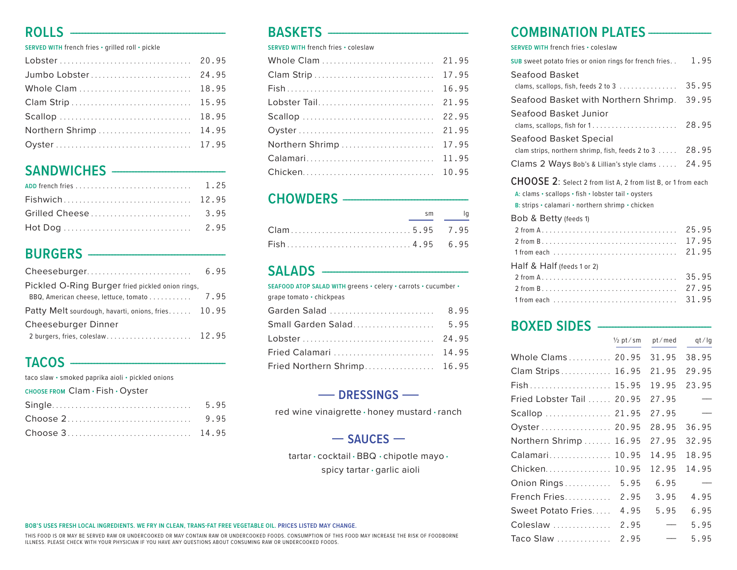## ROLLS

**SERVED WITH** french fries • grilled roll • pickle

| | |
|---|---|
| Lobster | 20.95 |
| Jumbo Lobster | 24.95 |
| Whole Clam | 18.95 |
| Clam Strip | 15.95 |
| Scallop | 18.95 |
| Northern Shrimp | 14.95 |
| Oyster | 17.95 |

## SANDWICHES

| | |
|---|---|
| **ADD** french fries | 1.25 |
| Fishwich | 12.95 |
| Grilled Cheese | 3.95 |
| Hot Dog | 2.95 |

## BURGERS

| | |
|---|---|
| Cheeseburger | 6.95 |
| Pickled O-Ring Burger fried pickled onion rings, BBQ, American cheese, lettuce, tomato | 7.95 |
| Patty Melt sourdough, havarti, onions, fries | 10.95 |
| Cheeseburger Dinner 2 burgers, fries, coleslaw | 12.95 |

## TACOS

taco slaw • smoked paprika aioli • pickled onions

**CHOOSE FROM** Clam • Fish • Oyster

| | |
|---|---|
| Single | 5.95 |
| Choose 2 | 9.95 |
| Choose 3 | 14.95 |

## BASKETS

**SERVED WITH** french fries • coleslaw

| | |
|---|---|
| Whole Clam | 21.95 |
| Clam Strip | 17.95 |
| Fish | 16.95 |
| Lobster Tail | 21.95 |
| Scallop | 22.95 |
| Oyster | 21.95 |
| Northern Shrimp | 17.95 |
| Calamari | 11.95 |
| Chicken | 10.95 |

## CHOWDERS

| | sm | lg |
|---|---|---|
| Clam | 5.95 | 7.95 |
| Fish | 4.95 | 6.95 |

## SALADS

**SEAFOOD ATOP SALAD WITH** greens • celery • carrots • cucumber • grape tomato • chickpeas

| | |
|---|---|
| Garden Salad | 8.95 |
| Small Garden Salad | 5.95 |
| Lobster | 24.95 |
| Fried Calamari | 14.95 |
| Fried Northern Shrimp | 16.95 |

### DRESSINGS

red wine vinaigrette • honey mustard • ranch

### SAUCES

tartar • cocktail • BBQ • chipotle mayo • spicy tartar • garlic aioli

## COMBINATION PLATES

**SERVED WITH** french fries • coleslaw

| | |
|---|---|
| **SUB** sweet potato fries or onion rings for french fries | 1.95 |
| Seafood Basket clams, scallops, fish, feeds 2 to 3 | 35.95 |
| Seafood Basket with Northern Shrimp | 39.95 |
| Seafood Basket Junior clams, scallops, fish for 1 | 28.95 |
| Seafood Basket Special clam strips, northern shrimp, fish, feeds 2 to 3 | 28.95 |
| Clams 2 Ways Bob's & Lillian's style clams | 24.95 |

**CHOOSE 2:** Select 2 from list A, 2 from list B, or 1 from each

A: clams • scallops • fish • lobster tail • oysters

B: strips • calamari • northern shrimp • chicken

**Bob & Betty** (feeds 1)

| | |
|---|---|
| 2 from A | 25.95 |
| 2 from B | 17.95 |
| 1 from each | 21.95 |

**Half & Half** (feeds 1 or 2)

| | |
|---|---|
| 2 from A | 35.95 |
| 2 from B | 27.95 |
| 1 from each | 31.95 |

## BOXED SIDES

| | ½ pt / sm | pt / med | qt / lg |
|---|---|---|---|
| Whole Clams | 20.95 | 31.95 | 38.95 |
| Clam Strips | 16.95 | 21.95 | 29.95 |
| Fish | 15.95 | 19.95 | 23.95 |
| Fried Lobster Tail | 20.95 | 27.95 | — |
| Scallop | 21.95 | 27.95 | — |
| Oyster | 20.95 | 28.95 | 36.95 |
| Northern Shrimp | 16.95 | 27.95 | 32.95 |
| Calamari | 10.95 | 14.95 | 18.95 |
| Chicken | 10.95 | 12.95 | 14.95 |
| Onion Rings | 5.95 | 6.95 | — |
| French Fries | 2.95 | 3.95 | 4.95 |
| Sweet Potato Fries | 4.95 | 5.95 | 6.95 |
| Coleslaw | 2.95 | — | 5.95 |
| Taco Slaw | 2.95 | — | 5.95 |

**BOB'S USES FRESH LOCAL INGREDIENTS. WE FRY IN CLEAN, TRANS-FAT FREE VEGETABLE OIL. PRICES LISTED MAY CHANGE.**

THIS FOOD IS OR MAY BE SERVED RAW OR UNDERCOOKED OR MAY CONTAIN RAW OR UNDERCOOKED FOODS. CONSUMPTION OF THIS FOOD MAY INCREASE THE RISK OF FOODBORNE ILLNESS. PLEASE CHECK WITH YOUR PHYSICIAN IF YOU HAVE ANY QUESTIONS ABOUT CONSUMING RAW OR UNDERCOOKED FOODS.